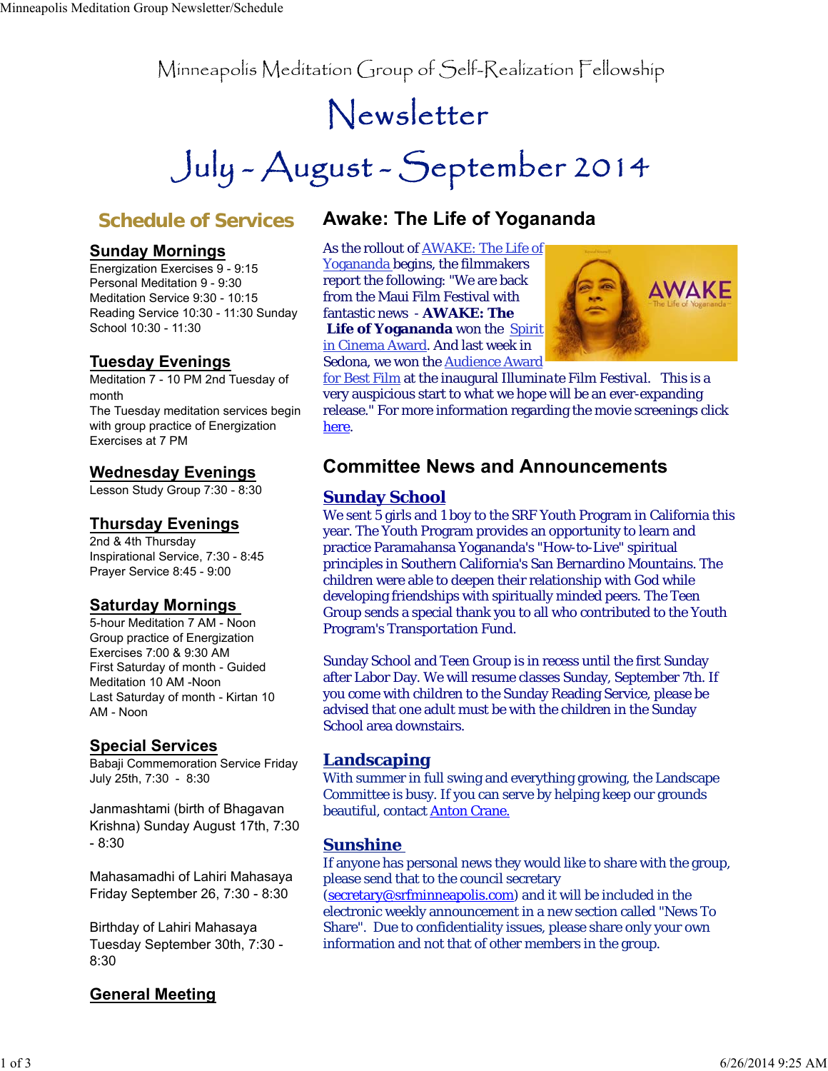# Minneapolis Meditation Group of Self-Realization Fellowship

# Newsletter

# July - August - September 2014

## Schedule of Services

### Sunday Mornings

Energization Exercises 9 - 9:15
Personal Meditation 9 - 9:30
Meditation Service 9:30 - 10:15
Reading Service 10:30 - 11:30 Sunday School 10:30 - 11:30

### Tuesday Evenings

Meditation 7 - 10 PM 2nd Tuesday of month
The Tuesday meditation services begin with group practice of Energization Exercises at 7 PM

### Wednesday Evenings

Lesson Study Group 7:30 - 8:30

### Thursday Evenings

2nd & 4th Thursday
Inspirational Service, 7:30 - 8:45
Prayer Service 8:45 - 9:00

### Saturday Mornings

5-hour Meditation 7 AM - Noon
Group practice of Energization Exercises 7:00 & 9:30 AM
First Saturday of month - Guided Meditation 10 AM -Noon
Last Saturday of month - Kirtan 10 AM - Noon

### Special Services

Babaji Commemoration Service Friday July 25th, 7:30 - 8:30

Janmashtami (birth of Bhagavan Krishna) Sunday August 17th, 7:30 - 8:30

Mahasamadhi of Lahiri Mahasaya Friday September 26, 7:30 - 8:30

Birthday of Lahiri Mahasaya Tuesday September 30th, 7:30 - 8:30

### General Meeting

## Awake: The Life of Yogananda

As the rollout of AWAKE: The Life of Yogananda begins, the filmmakers report the following: "We are back from the Maui Film Festival with fantastic news - **AWAKE: The Life of Yogananda** won the Spirit in Cinema Award. And last week in Sedona, we won the Audience Award for Best Film at the inaugural Illuminate Film Festival. This is a very auspicious start to what we hope will be an ever-expanding release." For more information regarding the movie screenings click here.

## Committee News and Announcements

### Sunday School

We sent 5 girls and 1 boy to the SRF Youth Program in California this year. The Youth Program provides an opportunity to learn and practice Paramahansa Yogananda's "How-to-Live" spiritual principles in Southern California's San Bernardino Mountains. The children were able to deepen their relationship with God while developing friendships with spiritually minded peers. The Teen Group sends a special thank you to all who contributed to the Youth Program's Transportation Fund.

Sunday School and Teen Group is in recess until the first Sunday after Labor Day. We will resume classes Sunday, September 7th. If you come with children to the Sunday Reading Service, please be advised that one adult must be with the children in the Sunday School area downstairs.

### Landscaping

With summer in full swing and everything growing, the Landscape Committee is busy. If you can serve by helping keep our grounds beautiful, contact Anton Crane.

### Sunshine

If anyone has personal news they would like to share with the group, please send that to the council secretary (secretary@srfminneapolis.com) and it will be included in the electronic weekly announcement in a new section called "News To Share". Due to confidentiality issues, please share only your own information and not that of other members in the group.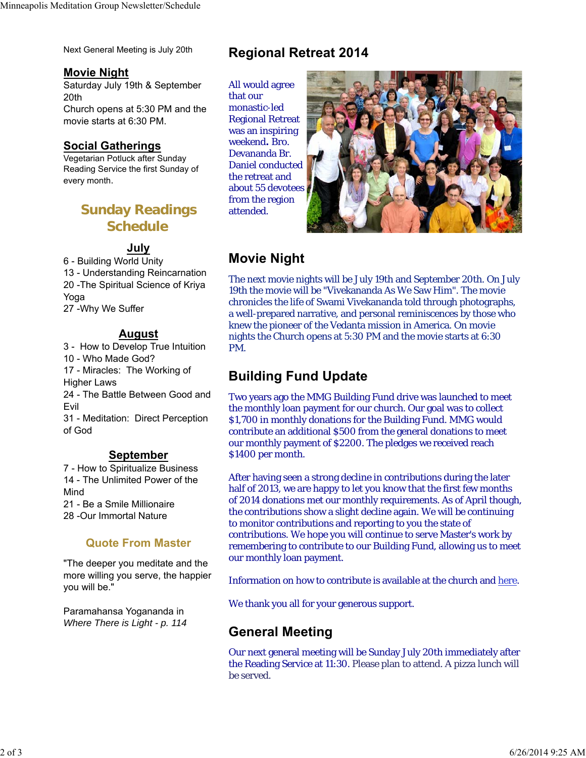Next General Meeting is July 20th

## Movie Night

Saturday July 19th & September 20th
Church opens at 5:30 PM and the movie starts at 6:30 PM.

## Social Gatherings

Vegetarian Potluck after Sunday Reading Service the first Sunday of every month.

## Sunday Readings Schedule

### July

6 - Building World Unity
13 - Understanding Reincarnation
20 -The Spiritual Science of Kriya Yoga
27 -Why We Suffer

### August

3 - How to Develop True Intuition
10 - Who Made God?
17 - Miracles: The Working of Higher Laws
24 - The Battle Between Good and Evil
31 - Meditation: Direct Perception of God

### September

7 - How to Spiritualize Business
14 - The Unlimited Power of the Mind
21 - Be a Smile Millionaire
28 -Our Immortal Nature

## Quote From Master

"The deeper you meditate and the more willing you serve, the happier you will be."

Paramahansa Yogananda in *Where There is Light - p. 114*

# Regional Retreat 2014

All would agree that our monastic-led Regional Retreat was an inspiring weekend**.** Bro. Devananda Br. Daniel conducted the retreat and about 55 devotees from the region attended.

# Movie Night

The next movie nights will be July 19th and September 20th. On July 19th the movie will be "Vivekananda As We Saw Him". The movie chronicles the life of Swami Vivekananda told through photographs, a well-prepared narrative, and personal reminiscences by those who knew the pioneer of the Vedanta mission in America. On movie nights the Church opens at 5:30 PM and the movie starts at 6:30 PM.

# Building Fund Update

Two years ago the MMG Building Fund drive was launched to meet the monthly loan payment for our church. Our goal was to collect $1,700 in monthly donations for the Building Fund. MMG would contribute an additional $500 from the general donations to meet our monthly payment of $2200. The pledges we received reach $1400 per month.

After having seen a strong decline in contributions during the later half of 2013, we are happy to let you know that the first few months of 2014 donations met our monthly requirements. As of April though, the contributions show a slight decline again. We will be continuing to monitor contributions and reporting to you the state of contributions. We hope you will continue to serve Master's work by remembering to contribute to our Building Fund, allowing us to meet our monthly loan payment.

Information on how to contribute is available at the church and here.

We thank you all for your generous support.

# General Meeting

Our next general meeting will be Sunday July 20th immediately after the Reading Service at 11:30. Please plan to attend. A pizza lunch will be served.